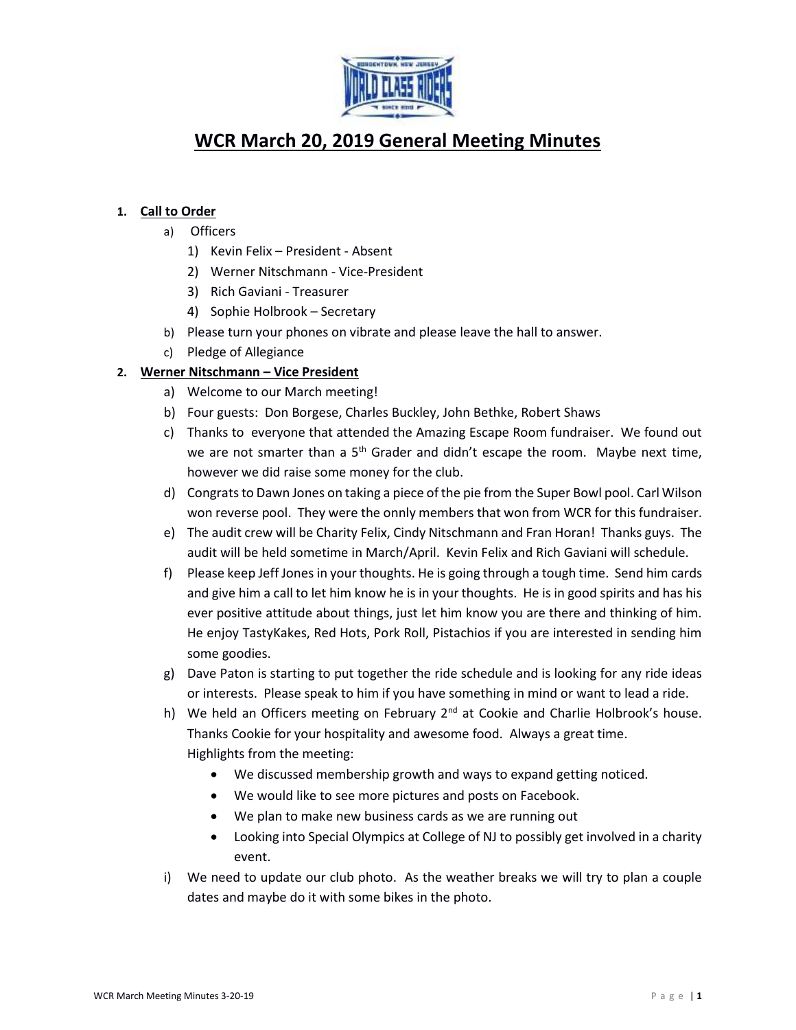# WCR March 20, 2019 General Meeting Minutes

1. **Call to Order**
   a) Officers
      1) Kevin Felix – President - Absent
      2) Werner Nitschmann - Vice-President
      3) Rich Gaviani - Treasurer
      4) Sophie Holbrook – Secretary
   
   b) Please turn your phones on vibrate and please leave the hall to answer.
   
   c) Pledge of Allegiance

2. **Werner Nitschmann – Vice President**
   a) Welcome to our March meeting!
   
   b) Four guests: Don Borgese, Charles Buckley, John Bethke, Robert Shaws
   
   c) Thanks to everyone that attended the Amazing Escape Room fundraiser. We found out we are not smarter than a 5th Grader and didn't escape the room. Maybe next time, however we did raise some money for the club.
   
   d) Congrats to Dawn Jones on taking a piece of the pie from the Super Bowl pool. Carl Wilson won reverse pool. They were the onnly members that won from WCR for this fundraiser.
   
   e) The audit crew will be Charity Felix, Cindy Nitschmann and Fran Horan! Thanks guys. The audit will be held sometime in March/April. Kevin Felix and Rich Gaviani will schedule.
   
   f) Please keep Jeff Jones in your thoughts. He is going through a tough time. Send him cards and give him a call to let him know he is in your thoughts. He is in good spirits and has his ever positive attitude about things, just let him know you are there and thinking of him. He enjoy TastyKakes, Red Hots, Pork Roll, Pistachios if you are interested in sending him some goodies.
   
   g) Dave Paton is starting to put together the ride schedule and is looking for any ride ideas or interests. Please speak to him if you have something in mind or want to lead a ride.
   
   h) We held an Officers meeting on February 2nd at Cookie and Charlie Holbrook's house. Thanks Cookie for your hospitality and awesome food. Always a great time.
      Highlights from the meeting:
      - We discussed membership growth and ways to expand getting noticed.
      - We would like to see more pictures and posts on Facebook.
      - We plan to make new business cards as we are running out
      - Looking into Special Olympics at College of NJ to possibly get involved in a charity event.
   
   i) We need to update our club photo. As the weather breaks we will try to plan a couple dates and maybe do it with some bikes in the photo.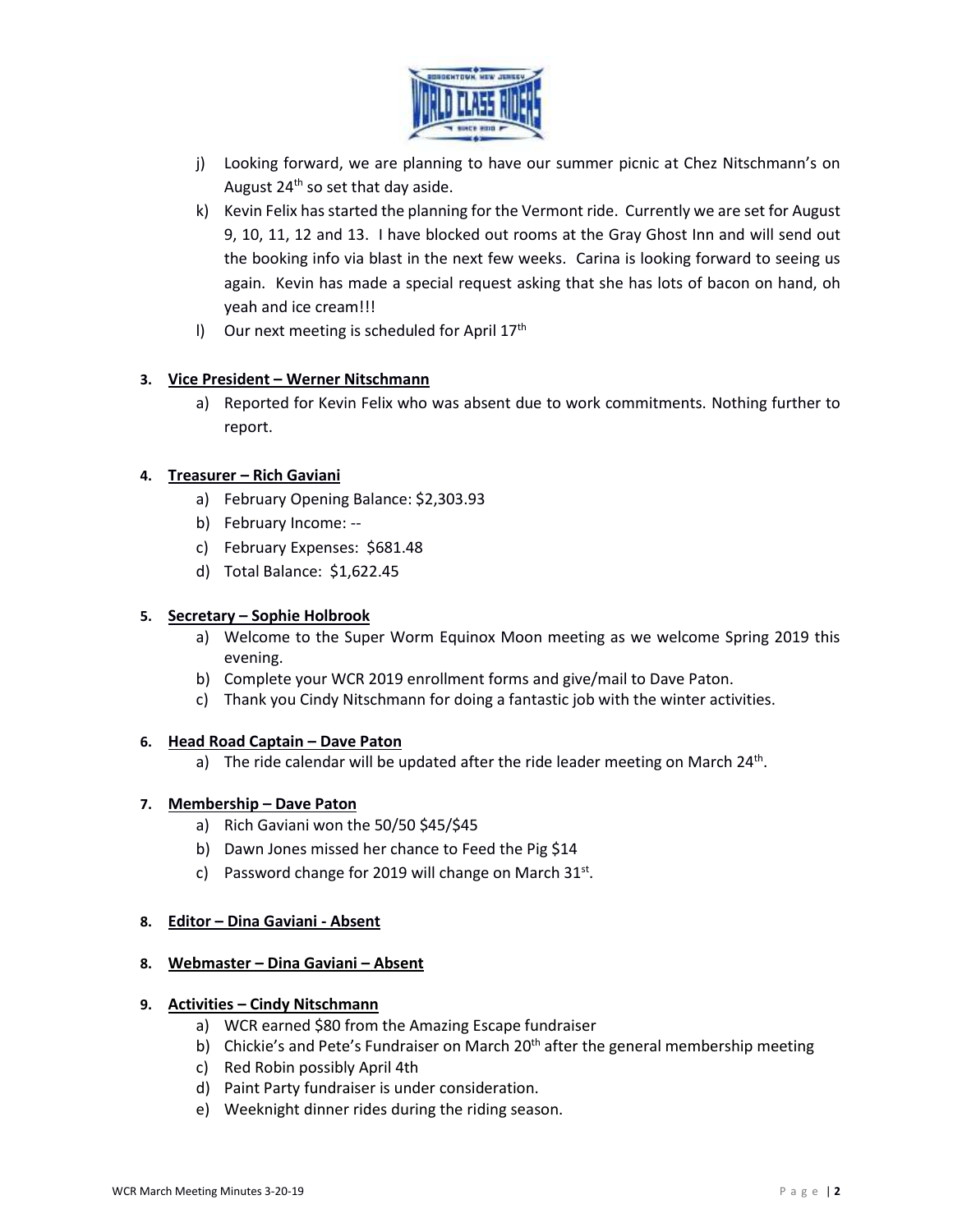j) Looking forward, we are planning to have our summer picnic at Chez Nitschmann's on August 24th so set that day aside.

k) Kevin Felix has started the planning for the Vermont ride. Currently we are set for August 9, 10, 11, 12 and 13. I have blocked out rooms at the Gray Ghost Inn and will send out the booking info via blast in the next few weeks. Carina is looking forward to seeing us again. Kevin has made a special request asking that she has lots of bacon on hand, oh yeah and ice cream!!!

l) Our next meeting is scheduled for April 17th

3. **Vice President – Werner Nitschmann**
   a) Reported for Kevin Felix who was absent due to work commitments. Nothing further to report.

4. **Treasurer – Rich Gaviani**
   a) February Opening Balance: $2,303.93
   b) February Income: --
   c) February Expenses: $681.48
   d) Total Balance: $1,622.45

5. **Secretary – Sophie Holbrook**
   a) Welcome to the Super Worm Equinox Moon meeting as we welcome Spring 2019 this evening.
   b) Complete your WCR 2019 enrollment forms and give/mail to Dave Paton.
   c) Thank you Cindy Nitschmann for doing a fantastic job with the winter activities.

6. **Head Road Captain – Dave Paton**
   a) The ride calendar will be updated after the ride leader meeting on March 24th.

7. **Membership – Dave Paton**
   a) Rich Gaviani won the 50/50 $45/$45
   b) Dawn Jones missed her chance to Feed the Pig $14
   c) Password change for 2019 will change on March 31st.

8. **Editor – Dina Gaviani - Absent**

8. **Webmaster – Dina Gaviani – Absent**

9. **Activities – Cindy Nitschmann**
   a) WCR earned $80 from the Amazing Escape fundraiser
   b) Chickie's and Pete's Fundraiser on March 20th after the general membership meeting
   c) Red Robin possibly April 4th
   d) Paint Party fundraiser is under consideration.
   e) Weeknight dinner rides during the riding season.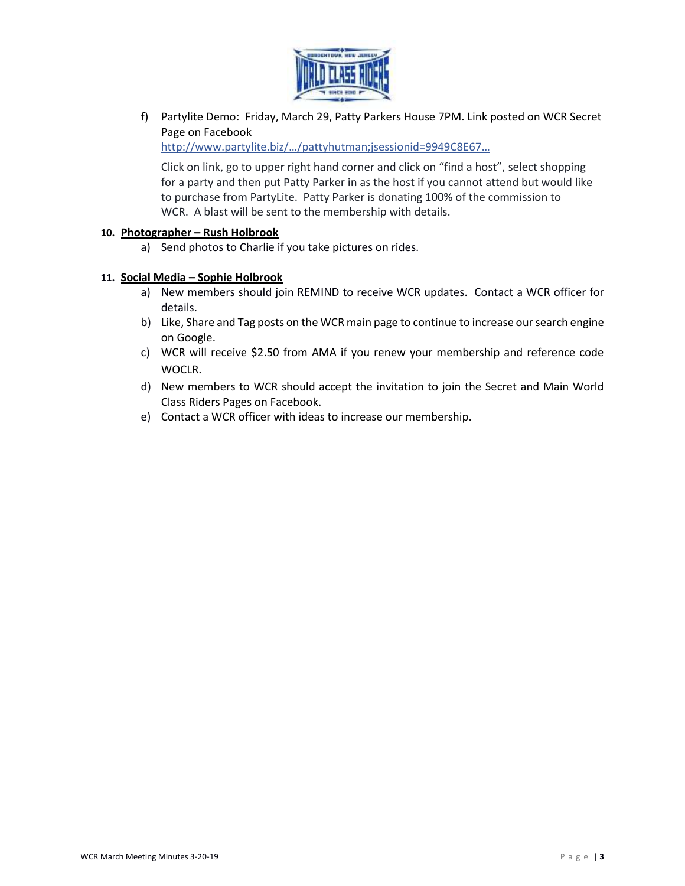f) Partylite Demo: Friday, March 29, Patty Parkers House 7PM. Link posted on WCR Secret Page on Facebook
http://www.partylite.biz/…/pattyhutman;jsessionid=9949C8E67…

Click on link, go to upper right hand corner and click on "find a host", select shopping for a party and then put Patty Parker in as the host if you cannot attend but would like to purchase from PartyLite. Patty Parker is donating 100% of the commission to WCR. A blast will be sent to the membership with details.

**10. Photographer – Rush Holbrook**

a) Send photos to Charlie if you take pictures on rides.

**11. Social Media – Sophie Holbrook**

a) New members should join REMIND to receive WCR updates. Contact a WCR officer for details.
b) Like, Share and Tag posts on the WCR main page to continue to increase our search engine on Google.
c) WCR will receive $2.50 from AMA if you renew your membership and reference code WOCLR.
d) New members to WCR should accept the invitation to join the Secret and Main World Class Riders Pages on Facebook.
e) Contact a WCR officer with ideas to increase our membership.